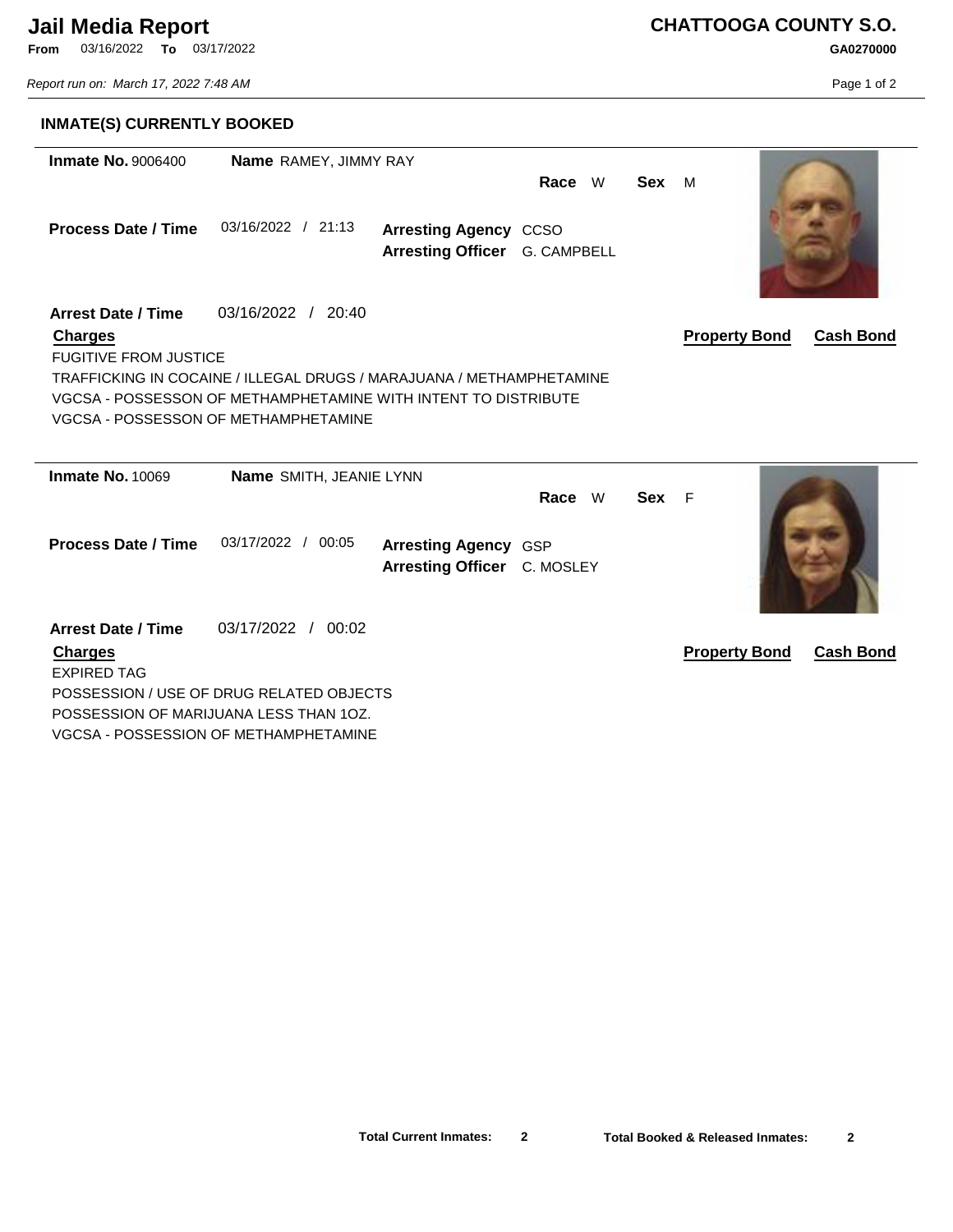# Jail Media Report

**From** 03/16/2022 **To** 03/17/2022

*Report run on: March 17, 2022 7:48 AM*

## CHATTOOGA COUNTY S.O.

**GA0270000**

### INMATE(S) CURRENTLY BOOKED

**Inmate No.** 9006400 **Name** RAMEY, JIMMY RAY

**Race** W **Sex** M

**Process Date / Time** 03/16/2022 / 21:13

**Arresting Agency** CCSO
**Arresting Officer** G. CAMPBELL

**Arrest Date / Time** 03/16/2022 / 20:40

**Charges** | **Property Bond** | **Cash Bond**

FUGITIVE FROM JUSTICE
TRAFFICKING IN COCAINE / ILLEGAL DRUGS / MARAJUANA / METHAMPHETAMINE
VGCSA - POSSESSON OF METHAMPHETAMINE WITH INTENT TO DISTRIBUTE
VGCSA - POSSESSON OF METHAMPHETAMINE

---

**Inmate No.** 10069 **Name** SMITH, JEANIE LYNN

**Race** W **Sex** F

**Process Date / Time** 03/17/2022 / 00:05

**Arresting Agency** GSP
**Arresting Officer** C. MOSLEY

**Arrest Date / Time** 03/17/2022 / 00:02

**Charges** | **Property Bond** | **Cash Bond**

EXPIRED TAG
POSSESSION / USE OF DRUG RELATED OBJECTS
POSSESSION OF MARIJUANA LESS THAN 1OZ.
VGCSA - POSSESSION OF METHAMPHETAMINE

---

**Total Current Inmates:** 2 **Total Booked & Released Inmates:** 2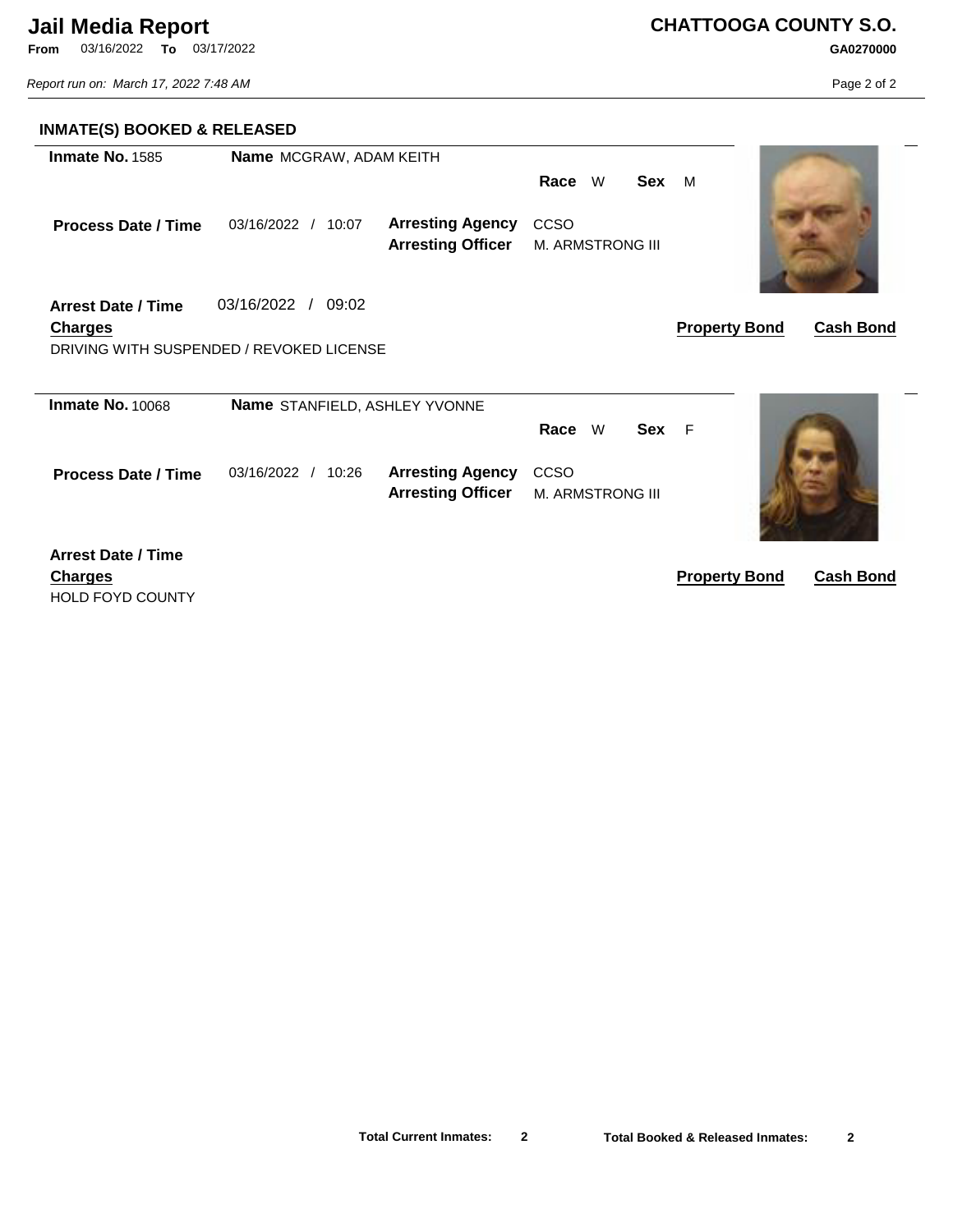# Jail Media Report

**From** 03/16/2022 **To** 03/17/2022

*Report run on: March 17, 2022 7:48 AM*

**CHATTOOGA COUNTY S.O.**

**GA0270000**

## INMATE(S) BOOKED & RELEASED

**Inmate No.** 1585 **Name** MCGRAW, ADAM KEITH

**Race** W **Sex** M

**Process Date / Time** 03/16/2022 / 10:07 **Arresting Agency** CCSO **Arresting Officer** M. ARMSTRONG III

**Arrest Date / Time** 03/16/2022 / 09:02

| Charges | Property Bond | Cash Bond |
|---|---|---|
| DRIVING WITH SUSPENDED / REVOKED LICENSE | | |

**Inmate No.** 10068 **Name** STANFIELD, ASHLEY YVONNE

**Race** W **Sex** F

**Process Date / Time** 03/16/2022 / 10:26 **Arresting Agency** CCSO **Arresting Officer** M. ARMSTRONG III

**Arrest Date / Time**

| Charges | Property Bond | Cash Bond |
|---|---|---|
| HOLD FOYD COUNTY | | |

**Total Current Inmates:** 2 **Total Booked & Released Inmates:** 2